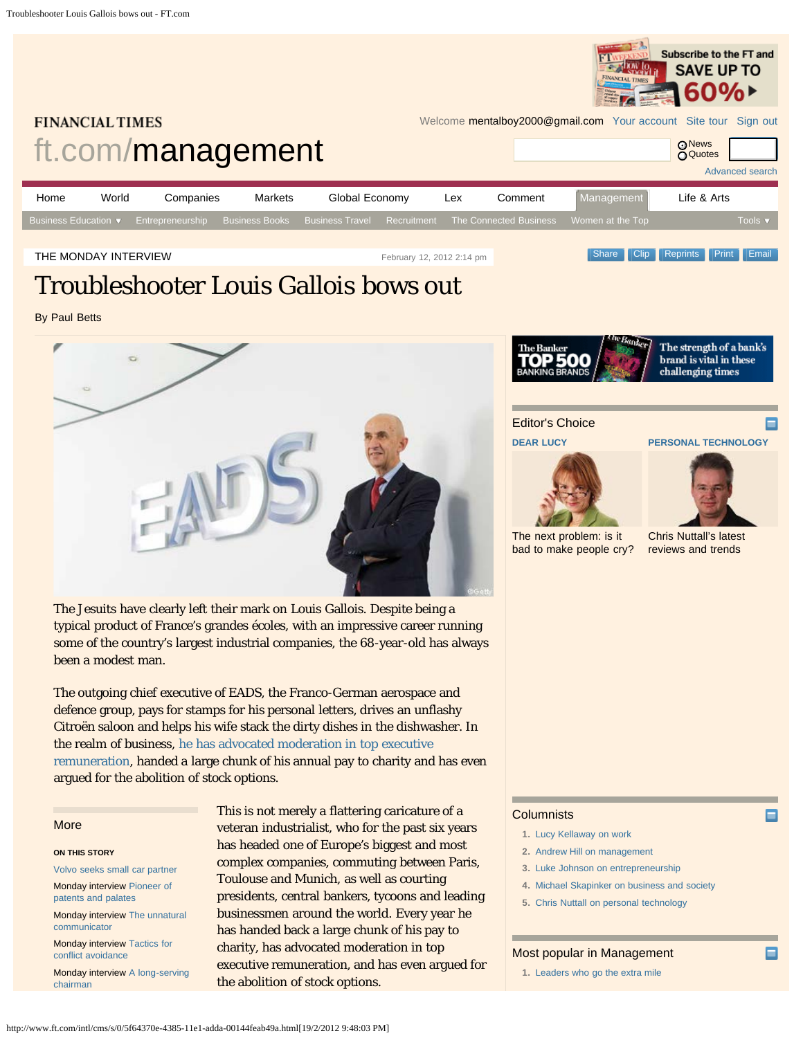FINANCIAL TIMES

ft.com/management

Welcome mentalboy2000@gmail.com Your account Site tour Sign out

Home | World | Companies | Markets | Global Economy | Lex | Comment | Management | Life & Arts

Business Education | Entrepreneurship | Business Books | Business Travel | Recruitment | The Connected Business | Women at the Top | Tools

THE MONDAY INTERVIEW

February 12, 2012 2:14 pm

# Troubleshooter Louis Gallois bows out

By Paul Betts

The Jesuits have clearly left their mark on Louis Gallois. Despite being a typical product of France's grandes écoles, with an impressive career running some of the country's largest industrial companies, the 68-year-old has always been a modest man.

The outgoing chief executive of EADS, the Franco-German aerospace and defence group, pays for stamps for his personal letters, drives an unflashy Citroën saloon and helps his wife stack the dirty dishes in the dishwasher. In the realm of business, he has advocated moderation in top executive remuneration, handed a large chunk of his annual pay to charity and has even argued for the abolition of stock options.

This is not merely a flattering caricature of a veteran industrialist, who for the past six years has headed one of Europe's biggest and most complex companies, commuting between Paris, Toulouse and Munich, as well as courting presidents, central bankers, tycoons and leading businessmen around the world. Every year he has handed back a large chunk of his pay to charity, has advocated moderation in top executive remuneration, and has even argued for the abolition of stock options.

## More

**ON THIS STORY**

- Volvo seeks small car partner
- Monday interview Pioneer of patents and palates
- Monday interview The unnatural communicator
- Monday interview Tactics for conflict avoidance
- Monday interview A long-serving chairman

## Editor's Choice

**DEAR LUCY**

The next problem: is it bad to make people cry?

**PERSONAL TECHNOLOGY**

Chris Nuttall's latest reviews and trends

## Columnists

1. Lucy Kellaway on work
2. Andrew Hill on management
3. Luke Johnson on entrepreneurship
4. Michael Skapinker on business and society
5. Chris Nuttall on personal technology

## Most popular in Management

1. Leaders who go the extra mile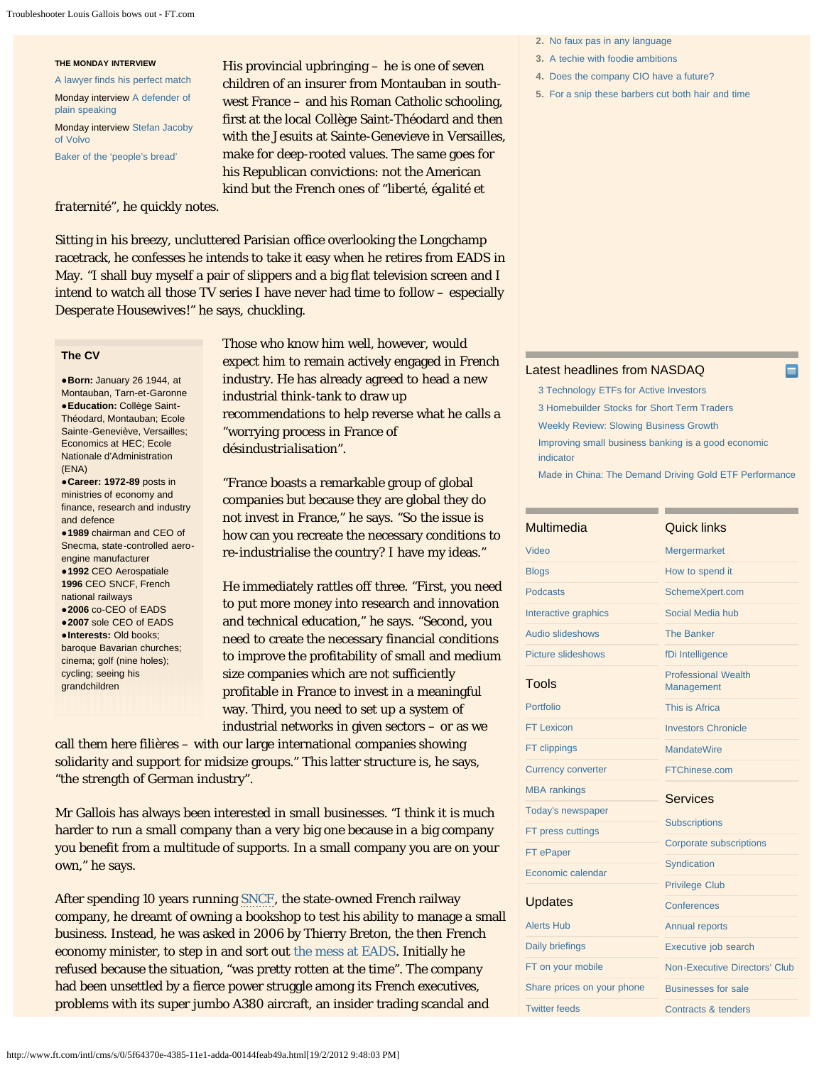THE MONDAY INTERVIEW

A lawyer finds his perfect match

Monday interview A defender of plain speaking

Monday interview Stefan Jacoby of Volvo

Baker of the 'people's bread'

His provincial upbringing – he is one of seven children of an insurer from Montauban in south-west France – and his Roman Catholic schooling, first at the local Collège Saint-Théodard and then with the Jesuits at Sainte-Genevieve in Versailles, make for deep-rooted values. The same goes for his Republican convictions: not the American kind but the French ones of "liberté, égalité et *fraternité*", he quickly notes.

Sitting in his breezy, uncluttered Parisian office overlooking the Longchamp racetrack, he confesses he intends to take it easy when he retires from EADS in May. "I shall buy myself a pair of slippers and a big flat television screen and I intend to watch all those TV series I have never had time to follow – especially *Desperate Housewives*!" he says, chuckling.

**The CV**

- **Born:** January 26 1944, at Montauban, Tarn-et-Garonne
- **Education:** Collège Saint-Théodard, Montauban; Ecole Sainte-Geneviève, Versailles; Economics at HEC; Ecole Nationale d'Administration (ENA)
- **Career: 1972-89** posts in ministries of economy and finance, research and industry and defence
- **1989** chairman and CEO of Snecma, state-controlled aero-engine manufacturer
- **1992** CEO Aerospatiale **1996** CEO SNCF, French national railways
- **2006** co-CEO of EADS
- **2007** sole CEO of EADS
- **Interests:** Old books; baroque Bavarian churches; cinema; golf (nine holes); cycling; seeing his grandchildren

Those who know him well, however, would expect him to remain actively engaged in French industry. He has already agreed to head a new industrial think-tank to draw up recommendations to help reverse what he calls a "worrying process in France of *désindustrialisation*".

"France boasts a remarkable group of global companies but because they are global they do not invest in France," he says. "So the issue is how can you recreate the necessary conditions to re-industrialise the country? I have my ideas."

He immediately rattles off three. "First, you need to put more money into research and innovation and technical education," he says. "Second, you need to create the necessary financial conditions to improve the profitability of small and medium size companies which are not sufficiently profitable in France to invest in a meaningful way. Third, you need to set up a system of industrial networks in given sectors – or as we call them here *filières* – with our large international companies showing solidarity and support for midsize groups." This latter structure is, he says, "the strength of German industry".

Mr Gallois has always been interested in small businesses. "I think it is much harder to run a small company than a very big one because in a big company you benefit from a multitude of supports. In a small company you are on your own," he says.

After spending 10 years running SNCF, the state-owned French railway company, he dreamt of owning a bookshop to test his ability to manage a small business. Instead, he was asked in 2006 by Thierry Breton, the then French economy minister, to step in and sort out the mess at EADS. Initially he refused because the situation, "was pretty rotten at the time". The company had been unsettled by a fierce power struggle among its French executives, problems with its super jumbo A380 aircraft, an insider trading scandal and

2. No faux pas in any language
3. A techie with foodie ambitions
4. Does the company CIO have a future?
5. For a snip these barbers cut both hair and time

Latest headlines from NASDAQ

- 3 Technology ETFs for Active Investors
- 3 Homebuilder Stocks for Short Term Traders
- Weekly Review: Slowing Business Growth
- Improving small business banking is a good economic indicator
- Made in China: The Demand Driving Gold ETF Performance

Multimedia

- Video
- Blogs
- Podcasts
- Interactive graphics
- Audio slideshows
- Picture slideshows

Tools

- Portfolio
- FT Lexicon
- FT clippings
- Currency converter
- MBA rankings
- Today's newspaper
- FT press cuttings
- FT ePaper
- Economic calendar

Updates

- Alerts Hub
- Daily briefings
- FT on your mobile
- Share prices on your phone
- Twitter feeds

Quick links

- Mergermarket
- How to spend it
- SchemeXpert.com
- Social Media hub
- The Banker
- fDi Intelligence
- Professional Wealth Management
- This is Africa
- Investors Chronicle
- MandateWire
- FTChinese.com

Services

- Subscriptions
- Corporate subscriptions
- Syndication
- Privilege Club
- Conferences
- Annual reports
- Executive job search
- Non-Executive Directors' Club
- Businesses for sale
- Contracts & tenders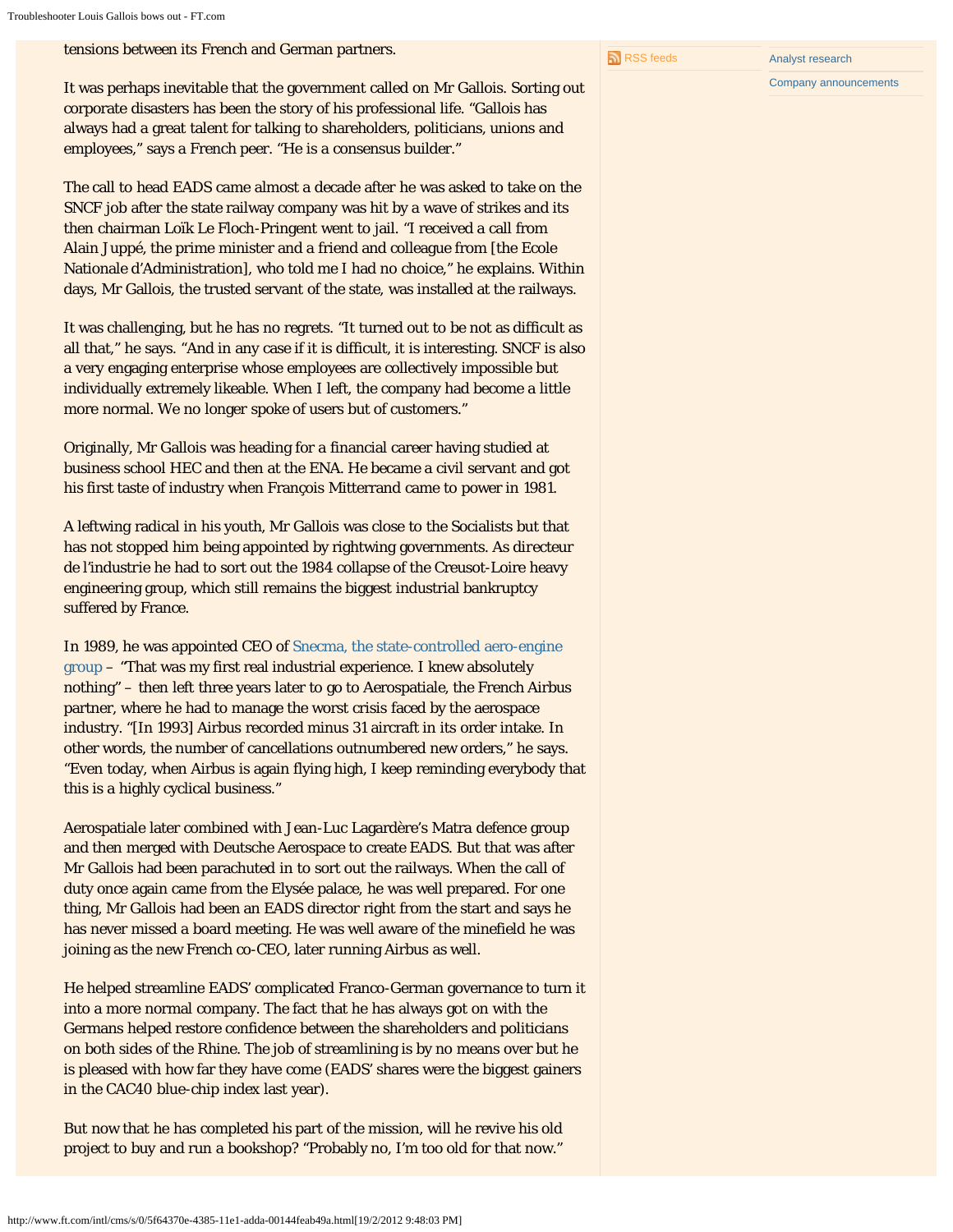tensions between its French and German partners.

It was perhaps inevitable that the government called on Mr Gallois. Sorting out corporate disasters has been the story of his professional life. "Gallois has always had a great talent for talking to shareholders, politicians, unions and employees," says a French peer. "He is a consensus builder."

The call to head EADS came almost a decade after he was asked to take on the SNCF job after the state railway company was hit by a wave of strikes and its then chairman Loïk Le Floch-Pringent went to jail. "I received a call from Alain Juppé, the prime minister and a friend and colleague from [the Ecole Nationale d'Administration], who told me I had no choice," he explains. Within days, Mr Gallois, the trusted servant of the state, was installed at the railways.

It was challenging, but he has no regrets. "It turned out to be not as difficult as all that," he says. "And in any case if it is difficult, it is interesting. SNCF is also a very engaging enterprise whose employees are collectively impossible but individually extremely likeable. When I left, the company had become a little more normal. We no longer spoke of users but of customers."

Originally, Mr Gallois was heading for a financial career having studied at business school HEC and then at the ENA. He became a civil servant and got his first taste of industry when François Mitterrand came to power in 1981.

A leftwing radical in his youth, Mr Gallois was close to the Socialists but that has not stopped him being appointed by rightwing governments. As directeur de l'industrie he had to sort out the 1984 collapse of the Creusot-Loire heavy engineering group, which still remains the biggest industrial bankruptcy suffered by France.

In 1989, he was appointed CEO of Snecma, the state-controlled aero-engine group – "That was my first real industrial experience. I knew absolutely nothing" – then left three years later to go to Aerospatiale, the French Airbus partner, where he had to manage the worst crisis faced by the aerospace industry. "[In 1993] Airbus recorded minus 31 aircraft in its order intake. In other words, the number of cancellations outnumbered new orders," he says. "Even today, when Airbus is again flying high, I keep reminding everybody that this is a highly cyclical business."

Aerospatiale later combined with Jean-Luc Lagardère's Matra defence group and then merged with Deutsche Aerospace to create EADS. But that was after Mr Gallois had been parachuted in to sort out the railways. When the call of duty once again came from the Elysée palace, he was well prepared. For one thing, Mr Gallois had been an EADS director right from the start and says he has never missed a board meeting. He was well aware of the minefield he was joining as the new French co-CEO, later running Airbus as well.

He helped streamline EADS' complicated Franco-German governance to turn it into a more normal company. The fact that he has always got on with the Germans helped restore confidence between the shareholders and politicians on both sides of the Rhine. The job of streamlining is by no means over but he is pleased with how far they have come (EADS' shares were the biggest gainers in the CAC40 blue-chip index last year).

But now that he has completed his part of the mission, will he revive his old project to buy and run a bookshop? "Probably no, I'm too old for that now."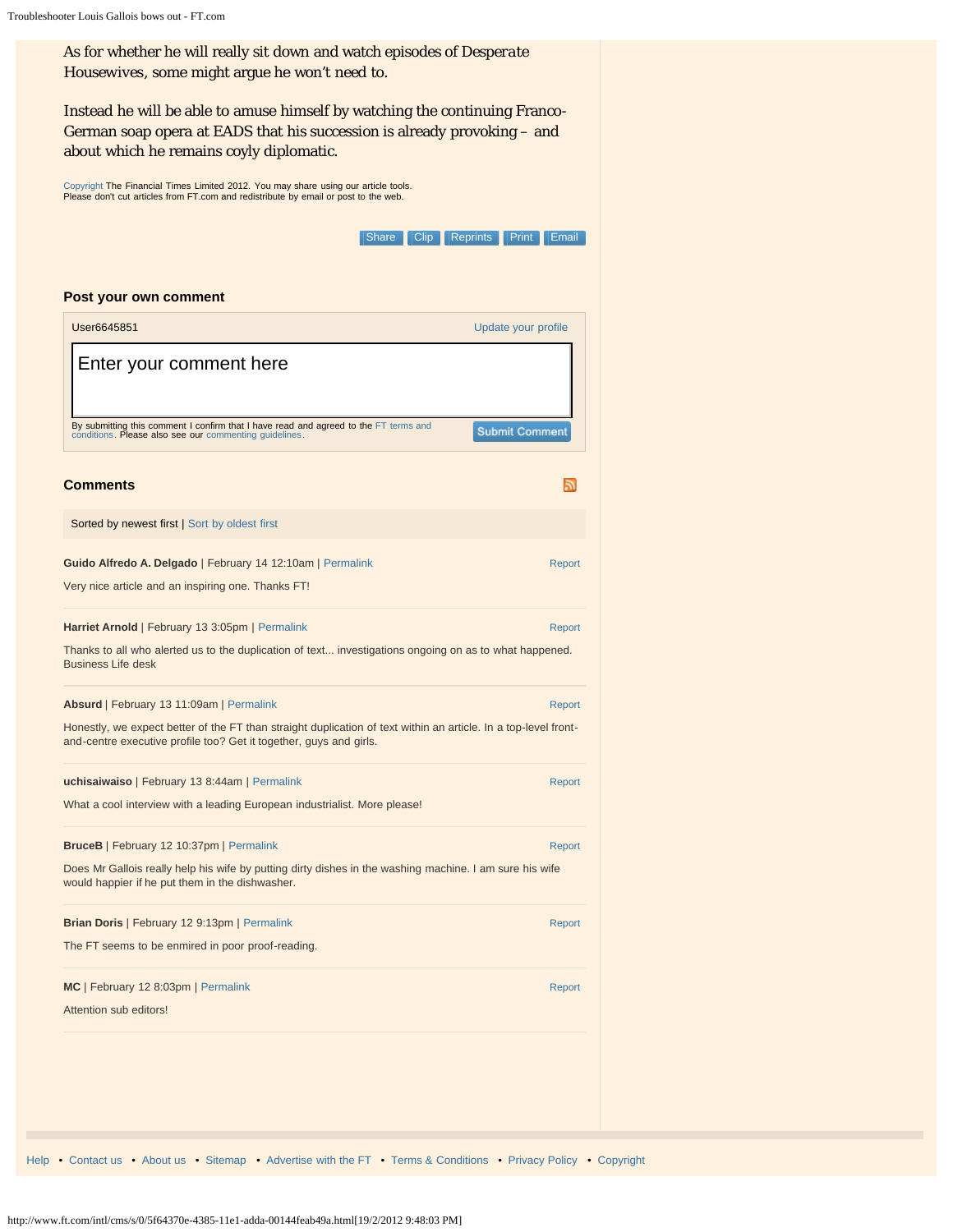As for whether he will really sit down and watch episodes of Desperate Housewives, some might argue he won't need to.

Instead he will be able to amuse himself by watching the continuing Franco-German soap opera at EADS that his succession is already provoking – and about which he remains coyly diplomatic.

Copyright The Financial Times Limited 2012. You may share using our article tools.
Please don't cut articles from FT.com and redistribute by email or post to the web.

Share | Clip | Reprints | Print | Email

### Post your own comment

User6645851 | Update your profile

Enter your comment here

By submitting this comment I confirm that I have read and agreed to the FT terms and conditions. Please also see our commenting guidelines.

Submit Comment

### Comments

Sorted by newest first | Sort by oldest first

**Guido Alfredo A. Delgado** | February 14 12:10am | Permalink | Report

Very nice article and an inspiring one. Thanks FT!

**Harriet Arnold** | February 13 3:05pm | Permalink | Report

Thanks to all who alerted us to the duplication of text... investigations ongoing on as to what happened.
Business Life desk

**Absurd** | February 13 11:09am | Permalink | Report

Honestly, we expect better of the FT than straight duplication of text within an article. In a top-level front-and-centre executive profile too? Get it together, guys and girls.

**uchisaiwaiso** | February 13 8:44am | Permalink | Report

What a cool interview with a leading European industrialist. More please!

**BruceB** | February 12 10:37pm | Permalink | Report

Does Mr Gallois really help his wife by putting dirty dishes in the washing machine. I am sure his wife would happier if he put them in the dishwasher.

**Brian Doris** | February 12 9:13pm | Permalink | Report

The FT seems to be enmired in poor proof-reading.

**MC** | February 12 8:03pm | Permalink | Report

Attention sub editors!

Help • Contact us • About us • Sitemap • Advertise with the FT • Terms & Conditions • Privacy Policy • Copyright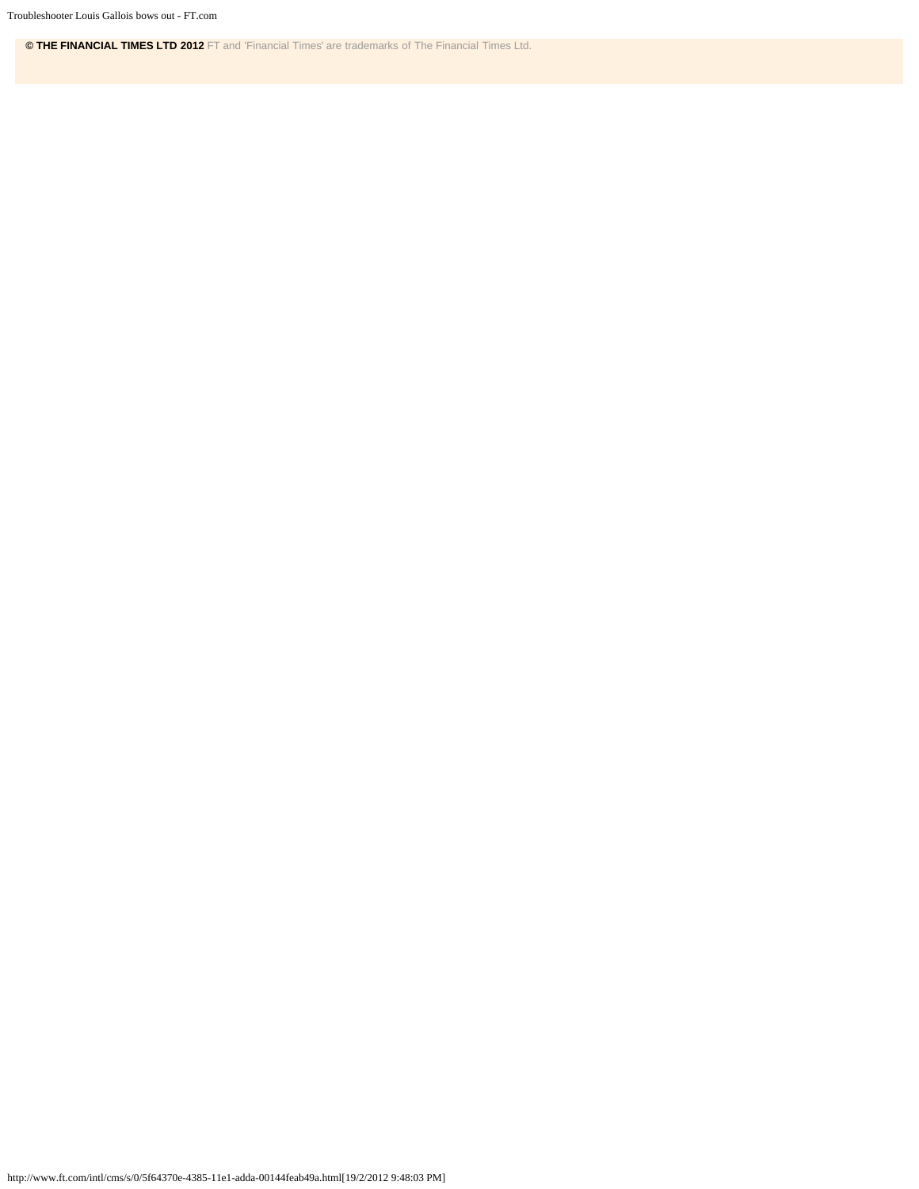**© THE FINANCIAL TIMES LTD 2012** FT and 'Financial Times' are trademarks of The Financial Times Ltd.